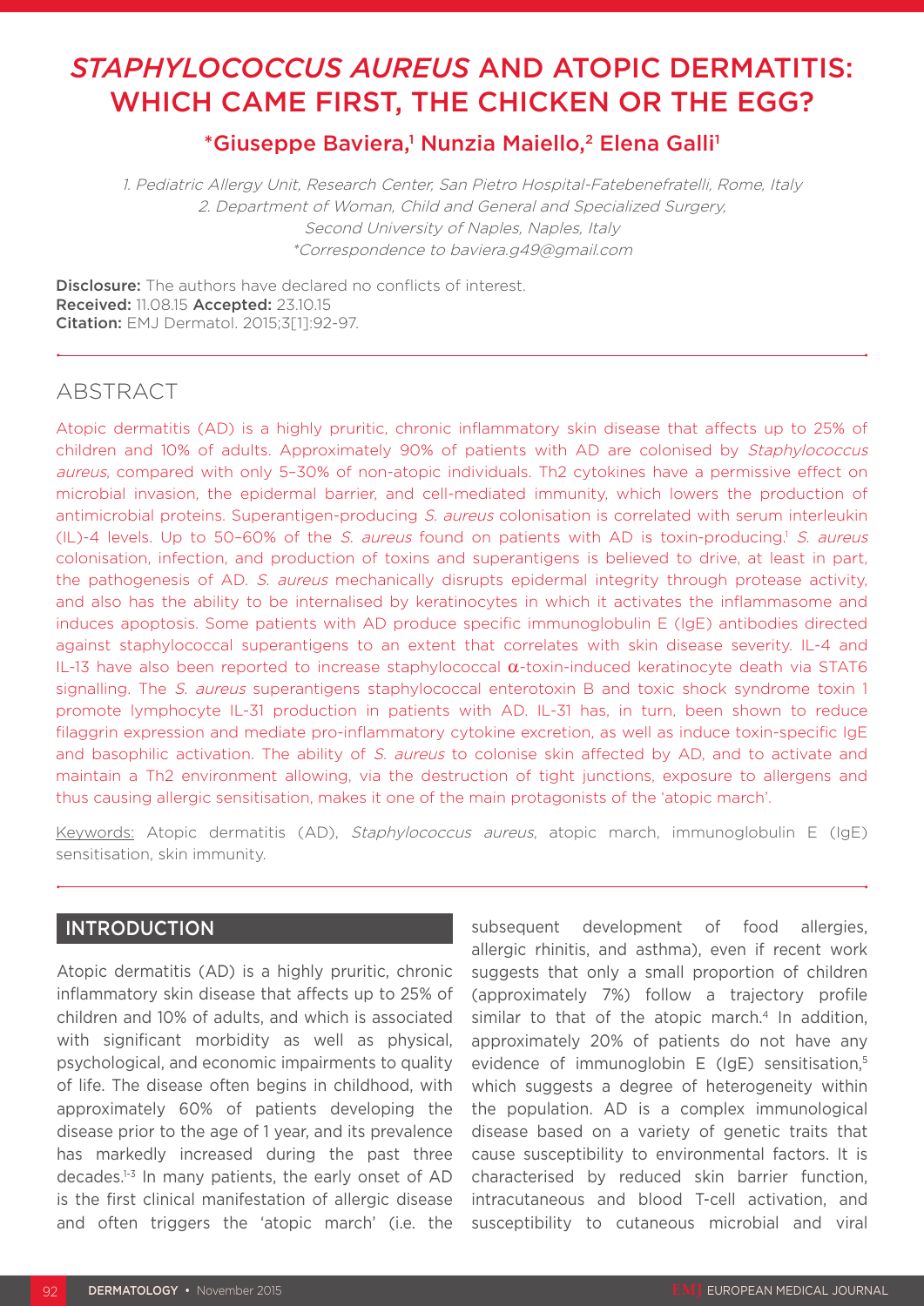# *STAPHYLOCOCCUS AUREUS* AND ATOPIC DERMATITIS: WHICH CAME FIRST, THE CHICKEN OR THE EGG?

**\*Giuseppe Baviera,[1] Nunzia Maiello,[2] Elena Galli[1]**

1. Pediatric Allergy Unit, Research Center, San Pietro Hospital-Fatebenefratelli, Rome, Italy
2. Department of Woman, Child and General and Specialized Surgery, Second University of Naples, Naples, Italy

\*Correspondence to baviera.g49@gmail.com

**Disclosure:** The authors have declared no conflicts of interest.
**Received:** 11.08.15 **Accepted:** 23.10.15
**Citation:** EMJ Dermatol. 2015;3[1]:92-97.

## ABSTRACT

Atopic dermatitis (AD) is a highly pruritic, chronic inflammatory skin disease that affects up to 25% of children and 10% of adults. Approximately 90% of patients with AD are colonised by *Staphylococcus aureus*, compared with only 5–30% of non-atopic individuals. Th2 cytokines have a permissive effect on microbial invasion, the epidermal barrier, and cell-mediated immunity, which lowers the production of antimicrobial proteins. Superantigen-producing *S. aureus* colonisation is correlated with serum interleukin (IL)-4 levels. Up to 50–60% of the *S. aureus* found on patients with AD is toxin-producing.[1] *S. aureus* colonisation, infection, and production of toxins and superantigens is believed to drive, at least in part, the pathogenesis of AD. *S. aureus* mechanically disrupts epidermal integrity through protease activity, and also has the ability to be internalised by keratinocytes in which it activates the inflammasome and induces apoptosis. Some patients with AD produce specific immunoglobulin E (IgE) antibodies directed against staphylococcal superantigens to an extent that correlates with skin disease severity. IL-4 and IL-13 have also been reported to increase staphylococcal $\alpha$-toxin-induced keratinocyte death via STAT6 signalling. The *S. aureus* superantigens staphylococcal enterotoxin B and toxic shock syndrome toxin 1 promote lymphocyte IL-31 production in patients with AD. IL-31 has, in turn, been shown to reduce filaggrin expression and mediate pro-inflammatory cytokine excretion, as well as induce toxin-specific IgE and basophilic activation. The ability of *S. aureus* to colonise skin affected by AD, and to activate and maintain a Th2 environment allowing, via the destruction of tight junctions, exposure to allergens and thus causing allergic sensitisation, makes it one of the main protagonists of the 'atopic march'.

Keywords: Atopic dermatitis (AD), *Staphylococcus aureus*, atopic march, immunoglobulin E (IgE) sensitisation, skin immunity.

## INTRODUCTION

Atopic dermatitis (AD) is a highly pruritic, chronic inflammatory skin disease that affects up to 25% of children and 10% of adults, and which is associated with significant morbidity as well as physical, psychological, and economic impairments to quality of life. The disease often begins in childhood, with approximately 60% of patients developing the disease prior to the age of 1 year, and its prevalence has markedly increased during the past three decades.[1-3] In many patients, the early onset of AD is the first clinical manifestation of allergic disease and often triggers the 'atopic march' (i.e. the subsequent development of food allergies, allergic rhinitis, and asthma), even if recent work suggests that only a small proportion of children (approximately 7%) follow a trajectory profile similar to that of the atopic march.[4] In addition, approximately 20% of patients do not have any evidence of immunoglobin E (IgE) sensitisation,[5] which suggests a degree of heterogeneity within the population. AD is a complex immunological disease based on a variety of genetic traits that cause susceptibility to environmental factors. It is characterised by reduced skin barrier function, intracutaneous and blood T-cell activation, and susceptibility to cutaneous microbial and viral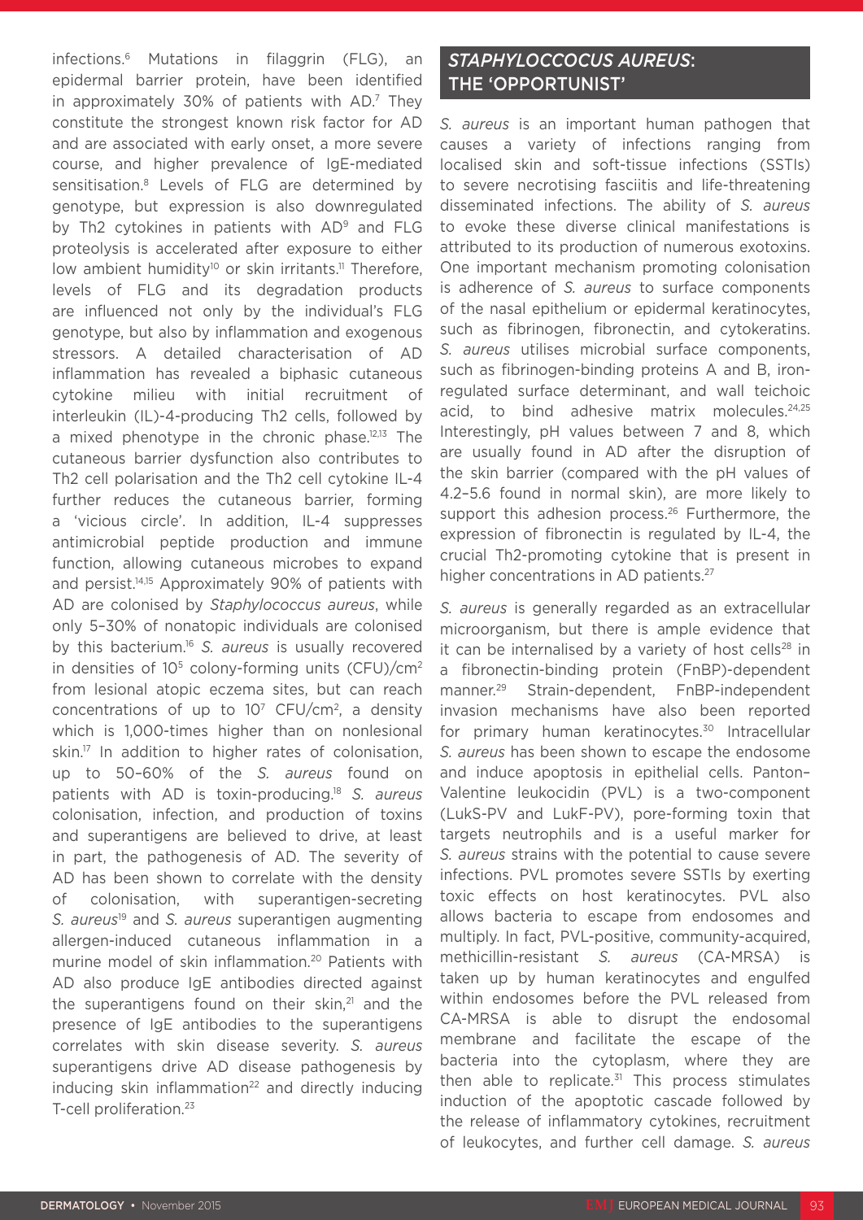infections.[6] Mutations in filaggrin (FLG), an epidermal barrier protein, have been identified in approximately 30% of patients with AD.[7] They constitute the strongest known risk factor for AD and are associated with early onset, a more severe course, and higher prevalence of IgE-mediated sensitisation.[8] Levels of FLG are determined by genotype, but expression is also downregulated by Th2 cytokines in patients with AD[9] and FLG proteolysis is accelerated after exposure to either low ambient humidity[10] or skin irritants.[11] Therefore, levels of FLG and its degradation products are influenced not only by the individual's FLG genotype, but also by inflammation and exogenous stressors. A detailed characterisation of AD inflammation has revealed a biphasic cutaneous cytokine milieu with initial recruitment of interleukin (IL)-4-producing Th2 cells, followed by a mixed phenotype in the chronic phase.[12,13] The cutaneous barrier dysfunction also contributes to Th2 cell polarisation and the Th2 cell cytokine IL-4 further reduces the cutaneous barrier, forming a 'vicious circle'. In addition, IL-4 suppresses antimicrobial peptide production and immune function, allowing cutaneous microbes to expand and persist.[14,15] Approximately 90% of patients with AD are colonised by *Staphylococcus aureus*, while only 5–30% of nonatopic individuals are colonised by this bacterium.[16] *S. aureus* is usually recovered in densities of $10^5$ colony-forming units (CFU)/cm$^2$ from lesional atopic eczema sites, but can reach concentrations of up to $10^7$ CFU/cm$^2$, a density which is 1,000-times higher than on nonlesional skin.[17] In addition to higher rates of colonisation, up to 50–60% of the *S. aureus* found on patients with AD is toxin-producing.[18] *S. aureus* colonisation, infection, and production of toxins and superantigens are believed to drive, at least in part, the pathogenesis of AD. The severity of AD has been shown to correlate with the density of colonisation, with superantigen-secreting *S. aureus*[19] and *S. aureus* superantigen augmenting allergen-induced cutaneous inflammation in a murine model of skin inflammation.[20] Patients with AD also produce IgE antibodies directed against the superantigens found on their skin,[21] and the presence of IgE antibodies to the superantigens correlates with skin disease severity. *S. aureus* superantigens drive AD disease pathogenesis by inducing skin inflammation[22] and directly inducing T-cell proliferation.[23]

## *STAPHYLOCCOCUS AUREUS*: THE 'OPPORTUNIST'

*S. aureus* is an important human pathogen that causes a variety of infections ranging from localised skin and soft-tissue infections (SSTIs) to severe necrotising fasciitis and life-threatening disseminated infections. The ability of *S. aureus* to evoke these diverse clinical manifestations is attributed to its production of numerous exotoxins. One important mechanism promoting colonisation is adherence of *S. aureus* to surface components of the nasal epithelium or epidermal keratinocytes, such as fibrinogen, fibronectin, and cytokeratins. *S. aureus* utilises microbial surface components, such as fibrinogen-binding proteins A and B, iron-regulated surface determinant, and wall teichoic acid, to bind adhesive matrix molecules.[24,25] Interestingly, pH values between 7 and 8, which are usually found in AD after the disruption of the skin barrier (compared with the pH values of 4.2–5.6 found in normal skin), are more likely to support this adhesion process.[26] Furthermore, the expression of fibronectin is regulated by IL-4, the crucial Th2-promoting cytokine that is present in higher concentrations in AD patients.[27]

*S. aureus* is generally regarded as an extracellular microorganism, but there is ample evidence that it can be internalised by a variety of host cells[28] in a fibronectin-binding protein (FnBP)-dependent manner.[29] Strain-dependent, FnBP-independent invasion mechanisms have also been reported for primary human keratinocytes.[30] Intracellular *S. aureus* has been shown to escape the endosome and induce apoptosis in epithelial cells. Panton–Valentine leukocidin (PVL) is a two-component (LukS-PV and LukF-PV), pore-forming toxin that targets neutrophils and is a useful marker for *S. aureus* strains with the potential to cause severe infections. PVL promotes severe SSTIs by exerting toxic effects on host keratinocytes. PVL also allows bacteria to escape from endosomes and multiply. In fact, PVL-positive, community-acquired, methicillin-resistant *S. aureus* (CA-MRSA) is taken up by human keratinocytes and engulfed within endosomes before the PVL released from CA-MRSA is able to disrupt the endosomal membrane and facilitate the escape of the bacteria into the cytoplasm, where they are then able to replicate.[31] This process stimulates induction of the apoptotic cascade followed by the release of inflammatory cytokines, recruitment of leukocytes, and further cell damage. *S. aureus*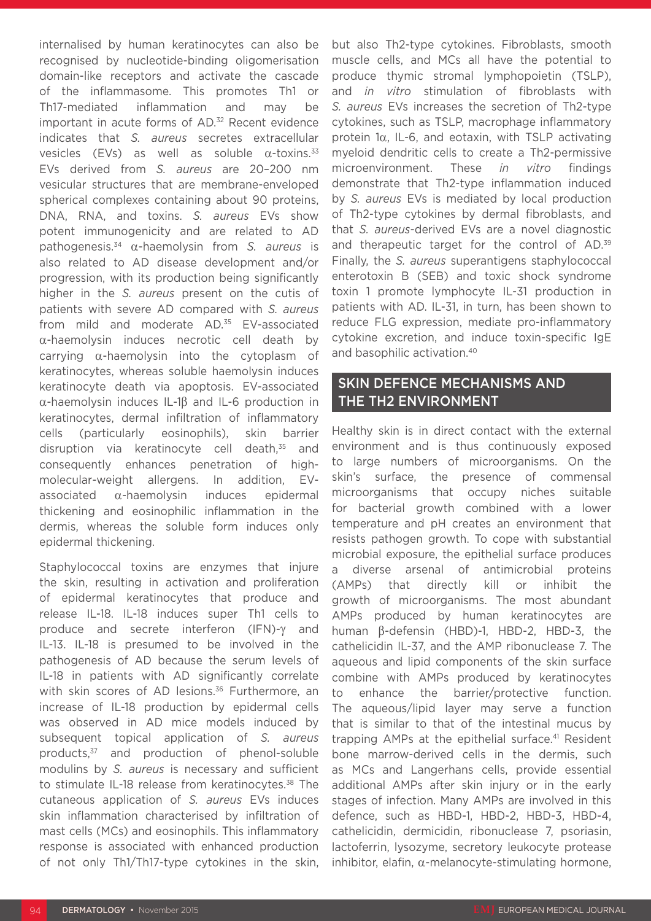internalised by human keratinocytes can also be recognised by nucleotide-binding oligomerisation domain-like receptors and activate the cascade of the inflammasome. This promotes Th1 or Th17-mediated inflammation and may be important in acute forms of AD.[32] Recent evidence indicates that *S. aureus* secretes extracellular vesicles (EVs) as well as soluble α-toxins.[33] EVs derived from *S. aureus* are 20–200 nm vesicular structures that are membrane-enveloped spherical complexes containing about 90 proteins, DNA, RNA, and toxins. *S. aureus* EVs show potent immunogenicity and are related to AD pathogenesis.[34] α-haemolysin from *S. aureus* is also related to AD disease development and/or progression, with its production being significantly higher in the *S. aureus* present on the cutis of patients with severe AD compared with *S. aureus* from mild and moderate AD.[35] EV-associated α-haemolysin induces necrotic cell death by carrying α-haemolysin into the cytoplasm of keratinocytes, whereas soluble haemolysin induces keratinocyte death via apoptosis. EV-associated α-haemolysin induces IL-1β and IL-6 production in keratinocytes, dermal infiltration of inflammatory cells (particularly eosinophils), skin barrier disruption via keratinocyte cell death,[35] and consequently enhances penetration of high-molecular-weight allergens. In addition, EV-associated α-haemolysin induces epidermal thickening and eosinophilic inflammation in the dermis, whereas the soluble form induces only epidermal thickening.

Staphylococcal toxins are enzymes that injure the skin, resulting in activation and proliferation of epidermal keratinocytes that produce and release IL-18. IL-18 induces super Th1 cells to produce and secrete interferon (IFN)-γ and IL-13. IL-18 is presumed to be involved in the pathogenesis of AD because the serum levels of IL-18 in patients with AD significantly correlate with skin scores of AD lesions.[36] Furthermore, an increase of IL-18 production by epidermal cells was observed in AD mice models induced by subsequent topical application of *S. aureus* products,[37] and production of phenol-soluble modulins by *S. aureus* is necessary and sufficient to stimulate IL-18 release from keratinocytes.[38] The cutaneous application of *S. aureus* EVs induces skin inflammation characterised by infiltration of mast cells (MCs) and eosinophils. This inflammatory response is associated with enhanced production of not only Th1/Th17-type cytokines in the skin, but also Th2-type cytokines. Fibroblasts, smooth muscle cells, and MCs all have the potential to produce thymic stromal lymphopoietin (TSLP), and *in vitro* stimulation of fibroblasts with *S. aureus* EVs increases the secretion of Th2-type cytokines, such as TSLP, macrophage inflammatory protein 1α, IL-6, and eotaxin, with TSLP activating myeloid dendritic cells to create a Th2-permissive microenvironment. These *in vitro* findings demonstrate that Th2-type inflammation induced by *S. aureus* EVs is mediated by local production of Th2-type cytokines by dermal fibroblasts, and that *S. aureus*-derived EVs are a novel diagnostic and therapeutic target for the control of AD.[39] Finally, the *S. aureus* superantigens staphylococcal enterotoxin B (SEB) and toxic shock syndrome toxin 1 promote lymphocyte IL-31 production in patients with AD. IL-31, in turn, has been shown to reduce FLG expression, mediate pro-inflammatory cytokine excretion, and induce toxin-specific IgE and basophilic activation.[40]

## SKIN DEFENCE MECHANISMS AND THE TH2 ENVIRONMENT

Healthy skin is in direct contact with the external environment and is thus continuously exposed to large numbers of microorganisms. On the skin's surface, the presence of commensal microorganisms that occupy niches suitable for bacterial growth combined with a lower temperature and pH creates an environment that resists pathogen growth. To cope with substantial microbial exposure, the epithelial surface produces a diverse arsenal of antimicrobial proteins (AMPs) that directly kill or inhibit the growth of microorganisms. The most abundant AMPs produced by human keratinocytes are human β-defensin (HBD)-1, HBD-2, HBD-3, the cathelicidin IL-37, and the AMP ribonuclease 7. The aqueous and lipid components of the skin surface combine with AMPs produced by keratinocytes to enhance the barrier/protective function. The aqueous/lipid layer may serve a function that is similar to that of the intestinal mucus by trapping AMPs at the epithelial surface.[41] Resident bone marrow-derived cells in the dermis, such as MCs and Langerhans cells, provide essential additional AMPs after skin injury or in the early stages of infection. Many AMPs are involved in this defence, such as HBD-1, HBD-2, HBD-3, HBD-4, cathelicidin, dermicidin, ribonuclease 7, psoriasin, lactoferrin, lysozyme, secretory leukocyte protease inhibitor, elafin, α-melanocyte-stimulating hormone,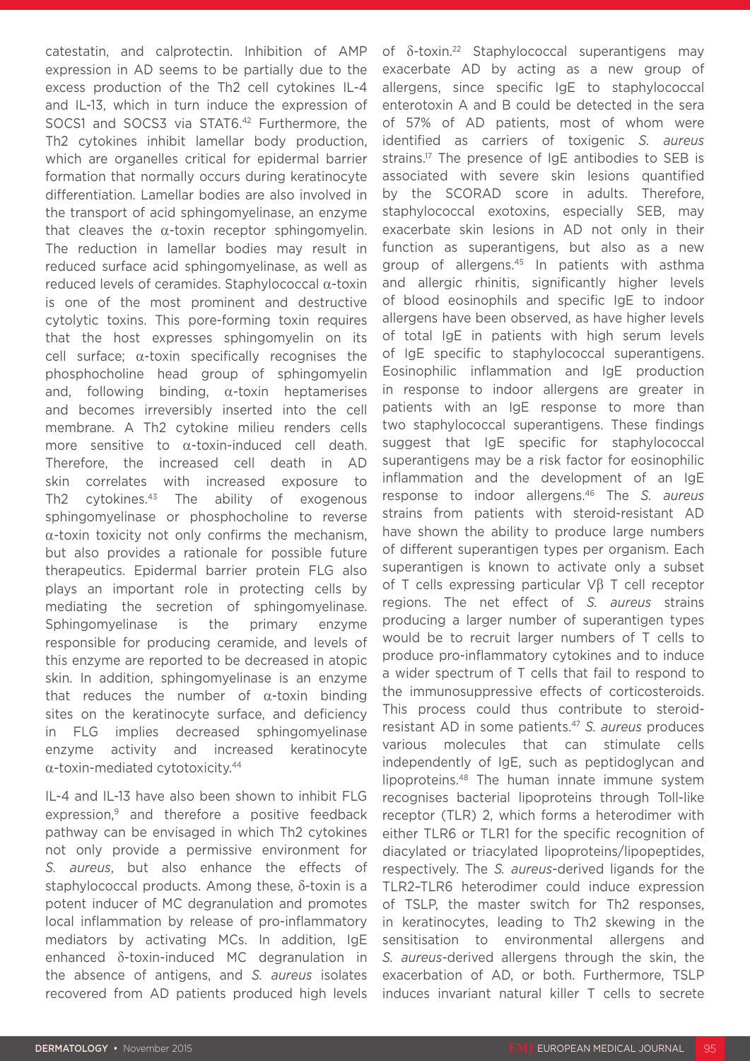catestatin, and calprotectin. Inhibition of AMP expression in AD seems to be partially due to the excess production of the Th2 cell cytokines IL-4 and IL-13, which in turn induce the expression of SOCS1 and SOCS3 via STAT6.[42] Furthermore, the Th2 cytokines inhibit lamellar body production, which are organelles critical for epidermal barrier formation that normally occurs during keratinocyte differentiation. Lamellar bodies are also involved in the transport of acid sphingomyelinase, an enzyme that cleaves the α-toxin receptor sphingomyelin. The reduction in lamellar bodies may result in reduced surface acid sphingomyelinase, as well as reduced levels of ceramides. Staphylococcal α-toxin is one of the most prominent and destructive cytolytic toxins. This pore-forming toxin requires that the host expresses sphingomyelin on its cell surface; α-toxin specifically recognises the phosphocholine head group of sphingomyelin and, following binding, α-toxin heptamerises and becomes irreversibly inserted into the cell membrane. A Th2 cytokine milieu renders cells more sensitive to α-toxin-induced cell death. Therefore, the increased cell death in AD skin correlates with increased exposure to Th2 cytokines.[43] The ability of exogenous sphingomyelinase or phosphocholine to reverse α-toxin toxicity not only confirms the mechanism, but also provides a rationale for possible future therapeutics. Epidermal barrier protein FLG also plays an important role in protecting cells by mediating the secretion of sphingomyelinase. Sphingomyelinase is the primary enzyme responsible for producing ceramide, and levels of this enzyme are reported to be decreased in atopic skin. In addition, sphingomyelinase is an enzyme that reduces the number of α-toxin binding sites on the keratinocyte surface, and deficiency in FLG implies decreased sphingomyelinase enzyme activity and increased keratinocyte α-toxin-mediated cytotoxicity.[44]

IL-4 and IL-13 have also been shown to inhibit FLG expression,[9] and therefore a positive feedback pathway can be envisaged in which Th2 cytokines not only provide a permissive environment for *S. aureus*, but also enhance the effects of staphylococcal products. Among these, δ-toxin is a potent inducer of MC degranulation and promotes local inflammation by release of pro-inflammatory mediators by activating MCs. In addition, IgE enhanced δ-toxin-induced MC degranulation in the absence of antigens, and *S. aureus* isolates recovered from AD patients produced high levels of δ-toxin.[22] Staphylococcal superantigens may exacerbate AD by acting as a new group of allergens, since specific IgE to staphylococcal enterotoxin A and B could be detected in the sera of 57% of AD patients, most of whom were identified as carriers of toxigenic *S. aureus* strains.[17] The presence of IgE antibodies to SEB is associated with severe skin lesions quantified by the SCORAD score in adults. Therefore, staphylococcal exotoxins, especially SEB, may exacerbate skin lesions in AD not only in their function as superantigens, but also as a new group of allergens.[45] In patients with asthma and allergic rhinitis, significantly higher levels of blood eosinophils and specific IgE to indoor allergens have been observed, as have higher levels of total IgE in patients with high serum levels of IgE specific to staphylococcal superantigens. Eosinophilic inflammation and IgE production in response to indoor allergens are greater in patients with an IgE response to more than two staphylococcal superantigens. These findings suggest that IgE specific for staphylococcal superantigens may be a risk factor for eosinophilic inflammation and the development of an IgE response to indoor allergens.[46] The *S. aureus* strains from patients with steroid-resistant AD have shown the ability to produce large numbers of different superantigen types per organism. Each superantigen is known to activate only a subset of T cells expressing particular Vβ T cell receptor regions. The net effect of *S. aureus* strains producing a larger number of superantigen types would be to recruit larger numbers of T cells to produce pro-inflammatory cytokines and to induce a wider spectrum of T cells that fail to respond to the immunosuppressive effects of corticosteroids. This process could thus contribute to steroid-resistant AD in some patients.[47] *S. aureus* produces various molecules that can stimulate cells independently of IgE, such as peptidoglycan and lipoproteins.[48] The human innate immune system recognises bacterial lipoproteins through Toll-like receptor (TLR) 2, which forms a heterodimer with either TLR6 or TLR1 for the specific recognition of diacylated or triacylated lipoproteins/lipopeptides, respectively. The *S. aureus*-derived ligands for the TLR2–TLR6 heterodimer could induce expression of TSLP, the master switch for Th2 responses, in keratinocytes, leading to Th2 skewing in the sensitisation to environmental allergens and *S. aureus*-derived allergens through the skin, the exacerbation of AD, or both. Furthermore, TSLP induces invariant natural killer T cells to secrete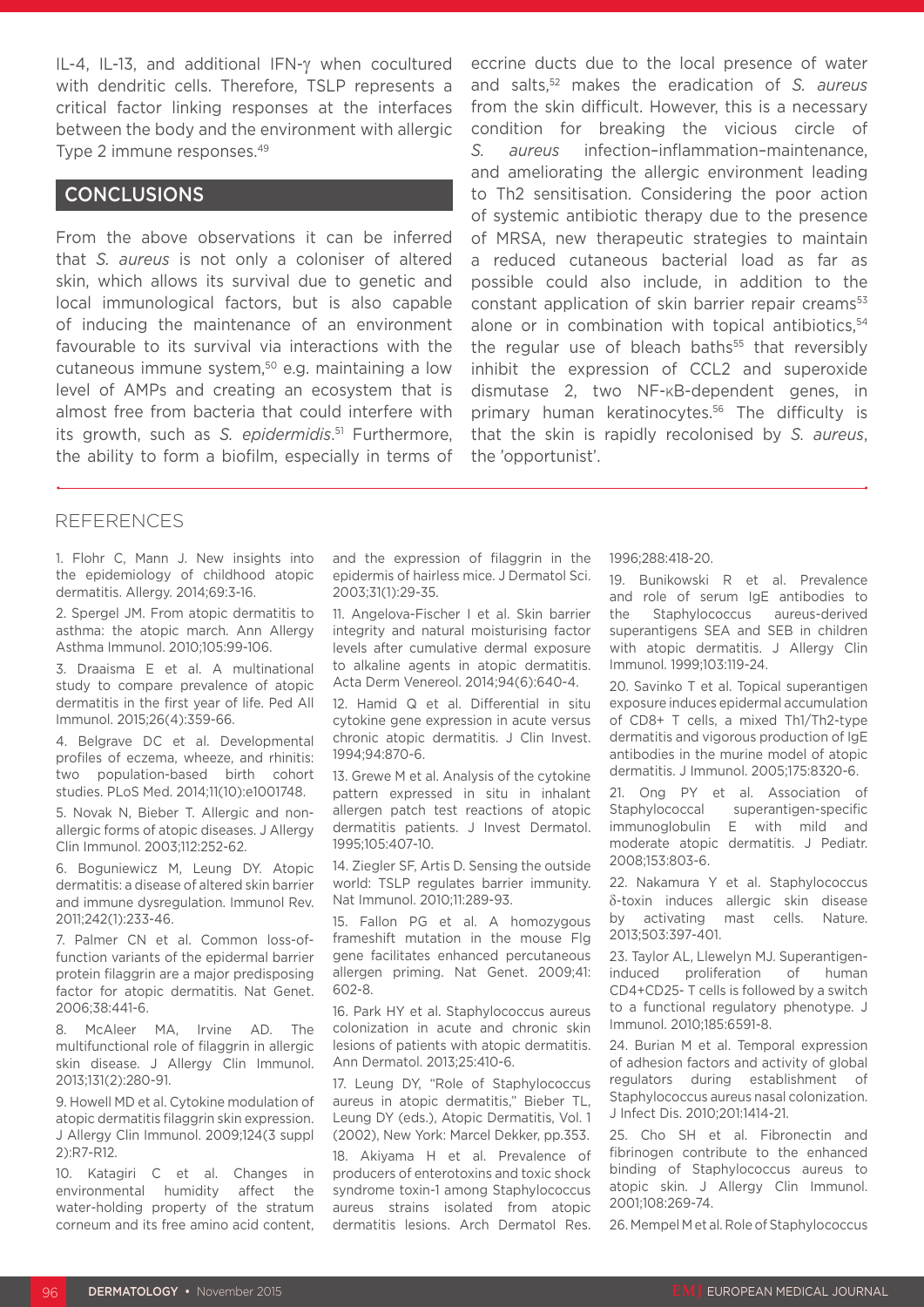IL-4, IL-13, and additional IFN-γ when cocultured with dendritic cells. Therefore, TSLP represents a critical factor linking responses at the interfaces between the body and the environment with allergic Type 2 immune responses.[49]

## CONCLUSIONS

From the above observations it can be inferred that *S. aureus* is not only a coloniser of altered skin, which allows its survival due to genetic and local immunological factors, but is also capable of inducing the maintenance of an environment favourable to its survival via interactions with the cutaneous immune system,[50] e.g. maintaining a low level of AMPs and creating an ecosystem that is almost free from bacteria that could interfere with its growth, such as *S. epidermidis*.[51] Furthermore, the ability to form a biofilm, especially in terms of eccrine ducts due to the local presence of water and salts,[52] makes the eradication of *S. aureus* from the skin difficult. However, this is a necessary condition for breaking the vicious circle of *S. aureus* infection–inflammation–maintenance, and ameliorating the allergic environment leading to Th2 sensitisation. Considering the poor action of systemic antibiotic therapy due to the presence of MRSA, new therapeutic strategies to maintain a reduced cutaneous bacterial load as far as possible could also include, in addition to the constant application of skin barrier repair creams[53] alone or in combination with topical antibiotics,[54] the regular use of bleach baths[55] that reversibly inhibit the expression of CCL2 and superoxide dismutase 2, two NF-κB-dependent genes, in primary human keratinocytes.[56] The difficulty is that the skin is rapidly recolonised by *S. aureus*, the 'opportunist'.

## REFERENCES

1. Flohr C, Mann J. New insights into the epidemiology of childhood atopic dermatitis. Allergy. 2014;69:3-16.

2. Spergel JM. From atopic dermatitis to asthma: the atopic march. Ann Allergy Asthma Immunol. 2010;105:99-106.

3. Draaisma E et al. A multinational study to compare prevalence of atopic dermatitis in the first year of life. Ped All Immunol. 2015;26(4):359-66.

4. Belgrave DC et al. Developmental profiles of eczema, wheeze, and rhinitis: two population-based birth cohort studies. PLoS Med. 2014;11(10):e1001748.

5. Novak N, Bieber T. Allergic and non-allergic forms of atopic diseases. J Allergy Clin Immunol. 2003;112:252-62.

6. Boguniewicz M, Leung DY. Atopic dermatitis: a disease of altered skin barrier and immune dysregulation. Immunol Rev. 2011;242(1):233-46.

7. Palmer CN et al. Common loss-of-function variants of the epidermal barrier protein filaggrin are a major predisposing factor for atopic dermatitis. Nat Genet. 2006;38:441-6.

8. McAleer MA, Irvine AD. The multifunctional role of filaggrin in allergic skin disease. J Allergy Clin Immunol. 2013;131(2):280-91.

9. Howell MD et al. Cytokine modulation of atopic dermatitis filaggrin skin expression. J Allergy Clin Immunol. 2009;124(3 suppl 2):R7-R12.

10. Katagiri C et al. Changes in environmental humidity affect the water-holding property of the stratum corneum and its free amino acid content, and the expression of filaggrin in the epidermis of hairless mice. J Dermatol Sci. 2003;31(1):29-35.

11. Angelova-Fischer I et al. Skin barrier integrity and natural moisturising factor levels after cumulative dermal exposure to alkaline agents in atopic dermatitis. Acta Derm Venereol. 2014;94(6):640-4.

12. Hamid Q et al. Differential in situ cytokine gene expression in acute versus chronic atopic dermatitis. J Clin Invest. 1994;94:870-6.

13. Grewe M et al. Analysis of the cytokine pattern expressed in situ in inhalant allergen patch test reactions of atopic dermatitis patients. J Invest Dermatol. 1995;105:407-10.

14. Ziegler SF, Artis D. Sensing the outside world: TSLP regulates barrier immunity. Nat Immunol. 2010;11:289-93.

15. Fallon PG et al. A homozygous frameshift mutation in the mouse Flg gene facilitates enhanced percutaneous allergen priming. Nat Genet. 2009;41:602-8.

16. Park HY et al. Staphylococcus aureus colonization in acute and chronic skin lesions of patients with atopic dermatitis. Ann Dermatol. 2013;25:410-6.

17. Leung DY, "Role of Staphylococcus aureus in atopic dermatitis," Bieber TL, Leung DY (eds.), Atopic Dermatitis, Vol. 1 (2002), New York: Marcel Dekker, pp.353.

18. Akiyama H et al. Prevalence of producers of enterotoxins and toxic shock syndrome toxin-1 among Staphylococcus aureus strains isolated from atopic dermatitis lesions. Arch Dermatol Res. 1996;288:418-20.

19. Bunikowski R et al. Prevalence and role of serum IgE antibodies to the Staphylococcus aureus-derived superantigens SEA and SEB in children with atopic dermatitis. J Allergy Clin Immunol. 1999;103:119-24.

20. Savinko T et al. Topical superantigen exposure induces epidermal accumulation of CD8+ T cells, a mixed Th1/Th2-type dermatitis and vigorous production of IgE antibodies in the murine model of atopic dermatitis. J Immunol. 2005;175:8320-6.

21. Ong PY et al. Association of Staphylococcal superantigen-specific immunoglobulin E with mild and moderate atopic dermatitis. J Pediatr. 2008;153:803-6.

22. Nakamura Y et al. Staphylococcus δ-toxin induces allergic skin disease by activating mast cells. Nature. 2013;503:397-401.

23. Taylor AL, Llewelyn MJ. Superantigen-induced proliferation of human CD4+CD25- T cells is followed by a switch to a functional regulatory phenotype. J Immunol. 2010;185:6591-8.

24. Burian M et al. Temporal expression of adhesion factors and activity of global regulators during establishment of Staphylococcus aureus nasal colonization. J Infect Dis. 2010;201:1414-21.

25. Cho SH et al. Fibronectin and fibrinogen contribute to the enhanced binding of Staphylococcus aureus to atopic skin. J Allergy Clin Immunol. 2001;108:269-74.

26. Mempel M et al. Role of Staphylococcus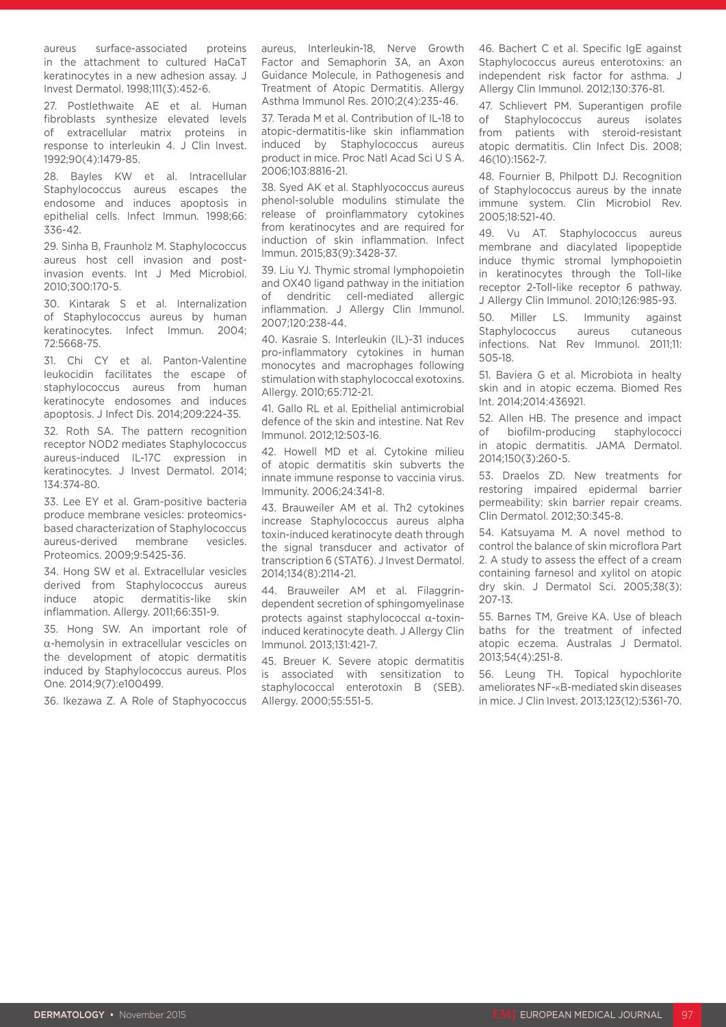aureus surface-associated proteins in the attachment to cultured HaCaT keratinocytes in a new adhesion assay. J Invest Dermatol. 1998;111(3):452-6.

27. Postlethwaite AE et al. Human fibroblasts synthesize elevated levels of extracellular matrix proteins in response to interleukin 4. J Clin Invest. 1992;90(4):1479-85.

28. Bayles KW et al. Intracellular Staphylococcus aureus escapes the endosome and induces apoptosis in epithelial cells. Infect Immun. 1998;66: 336-42.

29. Sinha B, Fraunholz M. Staphylococcus aureus host cell invasion and post-invasion events. Int J Med Microbiol. 2010;300:170-5.

30. Kintarak S et al. Internalization of Staphylococcus aureus by human keratinocytes. Infect Immun. 2004; 72:5668-75.

31. Chi CY et al. Panton-Valentine leukocidin facilitates the escape of Staphylococcus aureus from human keratinocyte endosomes and induces apoptosis. J Infect Dis. 2014;209:224-35.

32. Roth SA. The pattern recognition receptor NOD2 mediates Staphylococcus aureus-induced IL-17C expression in keratinocytes. J Invest Dermatol. 2014; 134:374-80.

33. Lee EY et al. Gram-positive bacteria produce membrane vesicles: proteomics-based characterization of Staphylococcus aureus-derived membrane vesicles. Proteomics. 2009;9:5425-36.

34. Hong SW et al. Extracellular vesicles derived from Staphylococcus aureus induce atopic dermatitis-like skin inflammation. Allergy. 2011;66:351-9.

35. Hong SW. An important role of α-hemolysin in extracellular vescicles on the development of atopic dermatitis induced by Staphylococcus aureus. Plos One. 2014;9(7):e100499.

36. Ikezawa Z. A Role of Staphyococcus aureus, Interleukin-18, Nerve Growth Factor and Semaphorin 3A, an Axon Guidance Molecule, in Pathogenesis and Treatment of Atopic Dermatitis. Allergy Asthma Immunol Res. 2010;2(4):235-46.

37. Terada M et al. Contribution of IL-18 to atopic-dermatitis-like skin inflammation induced by Staphylococcus aureus product in mice. Proc Natl Acad Sci U S A. 2006;103:8816-21.

38. Syed AK et al. Staphlyococcus aureus phenol-soluble modulins stimulate the release of proinflammatory cytokines from keratinocytes and are required for induction of skin inflammation. Infect Immun. 2015;83(9):3428-37.

39. Liu YJ. Thymic stromal lymphopoietin and OX40 ligand pathway in the initiation of dendritic cell-mediated allergic inflammation. J Allergy Clin Immunol. 2007;120:238-44.

40. Kasraie S. Interleukin (IL)-31 induces pro-inflammatory cytokines in human monocytes and macrophages following stimulation with staphylococcal exotoxins. Allergy. 2010;65:712-21.

41. Gallo RL et al. Epithelial antimicrobial defence of the skin and intestine. Nat Rev Immunol. 2012;12:503-16.

42. Howell MD et al. Cytokine milieu of atopic dermatitis skin subverts the innate immune response to vaccinia virus. Immunity. 2006;24:341-8.

43. Brauweiler AM et al. Th2 cytokines increase Staphylococcus aureus alpha toxin-induced keratinocyte death through the signal transducer and activator of transcription 6 (STAT6). J Invest Dermatol. 2014;134(8):2114-21.

44. Brauweiler AM et al. Filaggrin-dependent secretion of sphingomyelinase protects against staphylococcal α-toxin-induced keratinocyte death. J Allergy Clin Immunol. 2013;131:421-7.

45. Breuer K. Severe atopic dermatitis is associated with sensitization to staphylococcal enterotoxin B (SEB). Allergy. 2000;55:551-5.

46. Bachert C et al. Specific IgE against Staphylococcus aureus enterotoxins: an independent risk factor for asthma. J Allergy Clin Immunol. 2012;130:376-81.

47. Schlievert PM. Superantigen profile of Staphylococcus aureus isolates from patients with steroid-resistant atopic dermatitis. Clin Infect Dis. 2008; 46(10):1562-7.

48. Fournier B, Philpott DJ. Recognition of Staphylococcus aureus by the innate immune system. Clin Microbiol Rev. 2005;18:521-40.

49. Vu AT. Staphylococcus aureus membrane and diacylated lipopeptide induce thymic stromal lymphopoietin in keratinocytes through the Toll-like receptor 2-Toll-like receptor 6 pathway. J Allergy Clin Immunol. 2010;126:985-93.

50. Miller LS. Immunity against Staphylococcus aureus cutaneous infections. Nat Rev Immunol. 2011;11: 505-18.

51. Baviera G et al. Microbiota in healty skin and in atopic eczema. Biomed Res Int. 2014;2014:436921.

52. Allen HB. The presence and impact of biofilm-producing staphylococci in atopic dermatitis. JAMA Dermatol. 2014;150(3):260-5.

53. Draelos ZD. New treatments for restoring impaired epidermal barrier permeability: skin barrier repair creams. Clin Dermatol. 2012;30:345-8.

54. Katsuyama M. A novel method to control the balance of skin microflora Part 2. A study to assess the effect of a cream containing farnesol and xylitol on atopic dry skin. J Dermatol Sci. 2005;38(3): 207-13.

55. Barnes TM, Greive KA. Use of bleach baths for the treatment of infected atopic eczema. Australas J Dermatol. 2013;54(4):251-8.

56. Leung TH. Topical hypochlorite ameliorates NF-κB-mediated skin diseases in mice. J Clin Invest. 2013;123(12):5361-70.